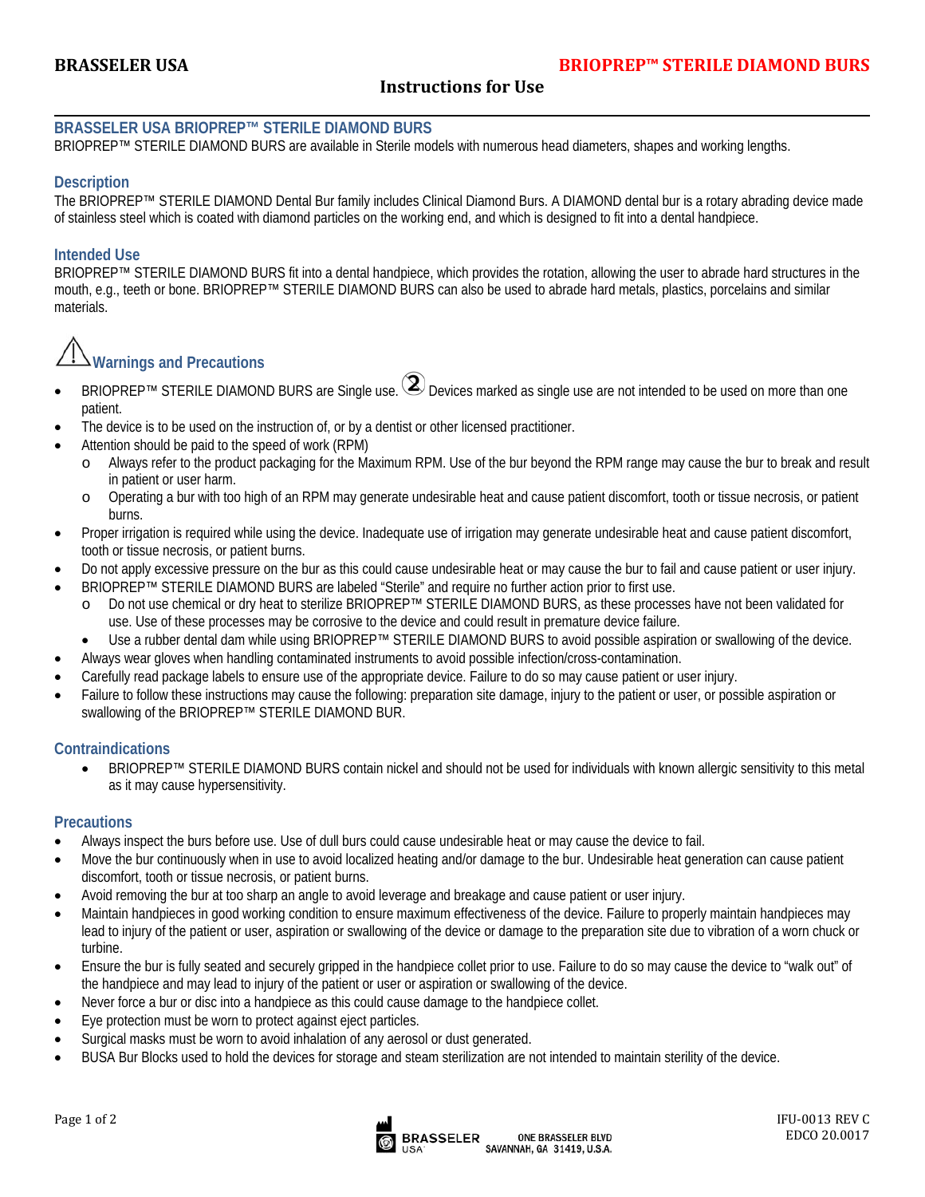**BRASSELER USA** **BRIOPREP™ STERILE DIAMOND BURS**

# Instructions for Use

## BRASSELER USA BRIOPREP™ STERILE DIAMOND BURS

BRIOPREP™ STERILE DIAMOND BURS are available in Sterile models with numerous head diameters, shapes and working lengths.

## Description

The BRIOPREP™ STERILE DIAMOND Dental Bur family includes Clinical Diamond Burs. A DIAMOND dental bur is a rotary abrading device made of stainless steel which is coated with diamond particles on the working end, and which is designed to fit into a dental handpiece.

## Intended Use

BRIOPREP™ STERILE DIAMOND BURS fit into a dental handpiece, which provides the rotation, allowing the user to abrade hard structures in the mouth, e.g., teeth or bone. BRIOPREP™ STERILE DIAMOND BURS can also be used to abrade hard metals, plastics, porcelains and similar materials.

## ⚠ Warnings and Precautions

- BRIOPREP™ STERILE DIAMOND BURS are Single use. Devices marked as single use are not intended to be used on more than one patient.
- The device is to be used on the instruction of, or by a dentist or other licensed practitioner.
- Attention should be paid to the speed of work (RPM)
  - Always refer to the product packaging for the Maximum RPM. Use of the bur beyond the RPM range may cause the bur to break and result in patient or user harm.
  - Operating a bur with too high of an RPM may generate undesirable heat and cause patient discomfort, tooth or tissue necrosis, or patient burns.
- Proper irrigation is required while using the device. Inadequate use of irrigation may generate undesirable heat and cause patient discomfort, tooth or tissue necrosis, or patient burns.
- Do not apply excessive pressure on the bur as this could cause undesirable heat or may cause the bur to fail and cause patient or user injury.
- BRIOPREP™ STERILE DIAMOND BURS are labeled "Sterile" and require no further action prior to first use.
  - Do not use chemical or dry heat to sterilize BRIOPREP™ STERILE DIAMOND BURS, as these processes have not been validated for use. Use of these processes may be corrosive to the device and could result in premature device failure.
  - Use a rubber dental dam while using BRIOPREP™ STERILE DIAMOND BURS to avoid possible aspiration or swallowing of the device.
- Always wear gloves when handling contaminated instruments to avoid possible infection/cross-contamination.
- Carefully read package labels to ensure use of the appropriate device. Failure to do so may cause patient or user injury.
- Failure to follow these instructions may cause the following: preparation site damage, injury to the patient or user, or possible aspiration or swallowing of the BRIOPREP™ STERILE DIAMOND BUR.

## Contraindications

- BRIOPREP™ STERILE DIAMOND BURS contain nickel and should not be used for individuals with known allergic sensitivity to this metal as it may cause hypersensitivity.

## Precautions

- Always inspect the burs before use. Use of dull burs could cause undesirable heat or may cause the device to fail.
- Move the bur continuously when in use to avoid localized heating and/or damage to the bur. Undesirable heat generation can cause patient discomfort, tooth or tissue necrosis, or patient burns.
- Avoid removing the bur at too sharp an angle to avoid leverage and breakage and cause patient or user injury.
- Maintain handpieces in good working condition to ensure maximum effectiveness of the device. Failure to properly maintain handpieces may lead to injury of the patient or user, aspiration or swallowing of the device or damage to the preparation site due to vibration of a worn chuck or turbine.
- Ensure the bur is fully seated and securely gripped in the handpiece collet prior to use. Failure to do so may cause the device to "walk out" of the handpiece and may lead to injury of the patient or user or aspiration or swallowing of the device.
- Never force a bur or disc into a handpiece as this could cause damage to the handpiece collet.
- Eye protection must be worn to protect against eject particles.
- Surgical masks must be worn to avoid inhalation of any aerosol or dust generated.
- BUSA Bur Blocks used to hold the devices for storage and steam sterilization are not intended to maintain sterility of the device.

BRASSELER USA ONE BRASSELER BLVD SAVANNAH, GA 31419, U.S.A.

IFU-0013 REV C
EDCO 20.0017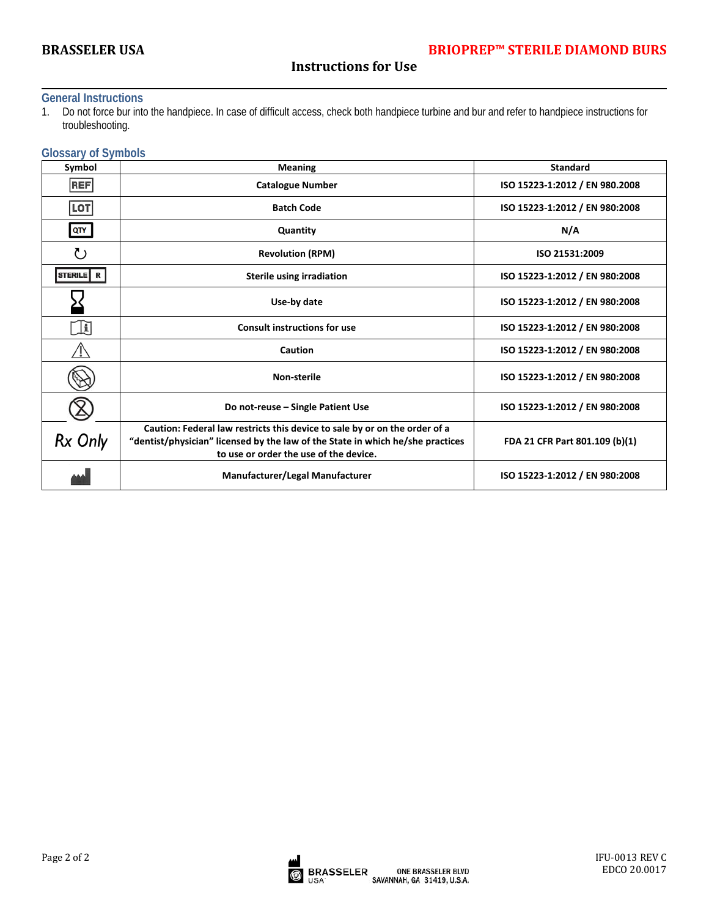## General Instructions

1. Do not force bur into the handpiece. In case of difficult access, check both handpiece turbine and bur and refer to handpiece instructions for troubleshooting.

## Glossary of Symbols

| Symbol | Meaning | Standard |
|---|---|---|
| REF | **Catalogue Number** | **ISO 15223-1:2012 / EN 980.2008** |
| LOT | **Batch Code** | **ISO 15223-1:2012 / EN 980:2008** |
| QTY | **Quantity** | **N/A** |
| ↻ | **Revolution (RPM)** | **ISO 21531:2009** |
| STERILE R | **Sterile using irradiation** | **ISO 15223-1:2012 / EN 980:2008** |
| | **Use-by date** | **ISO 15223-1:2012 / EN 980:2008** |
| | **Consult instructions for use** | **ISO 15223-1:2012 / EN 980:2008** |
| ⚠ | **Caution** | **ISO 15223-1:2012 / EN 980:2008** |
| | **Non-sterile** | **ISO 15223-1:2012 / EN 980:2008** |
| | **Do not-reuse – Single Patient Use** | **ISO 15223-1:2012 / EN 980:2008** |
| *Rx Only* | **Caution: Federal law restricts this device to sale by or on the order of a "dentist/physician" licensed by the law of the State in which he/she practices to use or order the use of the device.** | **FDA 21 CFR Part 801.109 (b)(1)** |
| | **Manufacturer/Legal Manufacturer** | **ISO 15223-1:2012 / EN 980:2008** |

BRASSELER USA
ONE BRASSELER BLVD
SAVANNAH, GA 31419, U.S.A.

IFU-0013 REV C
EDCO 20.0017